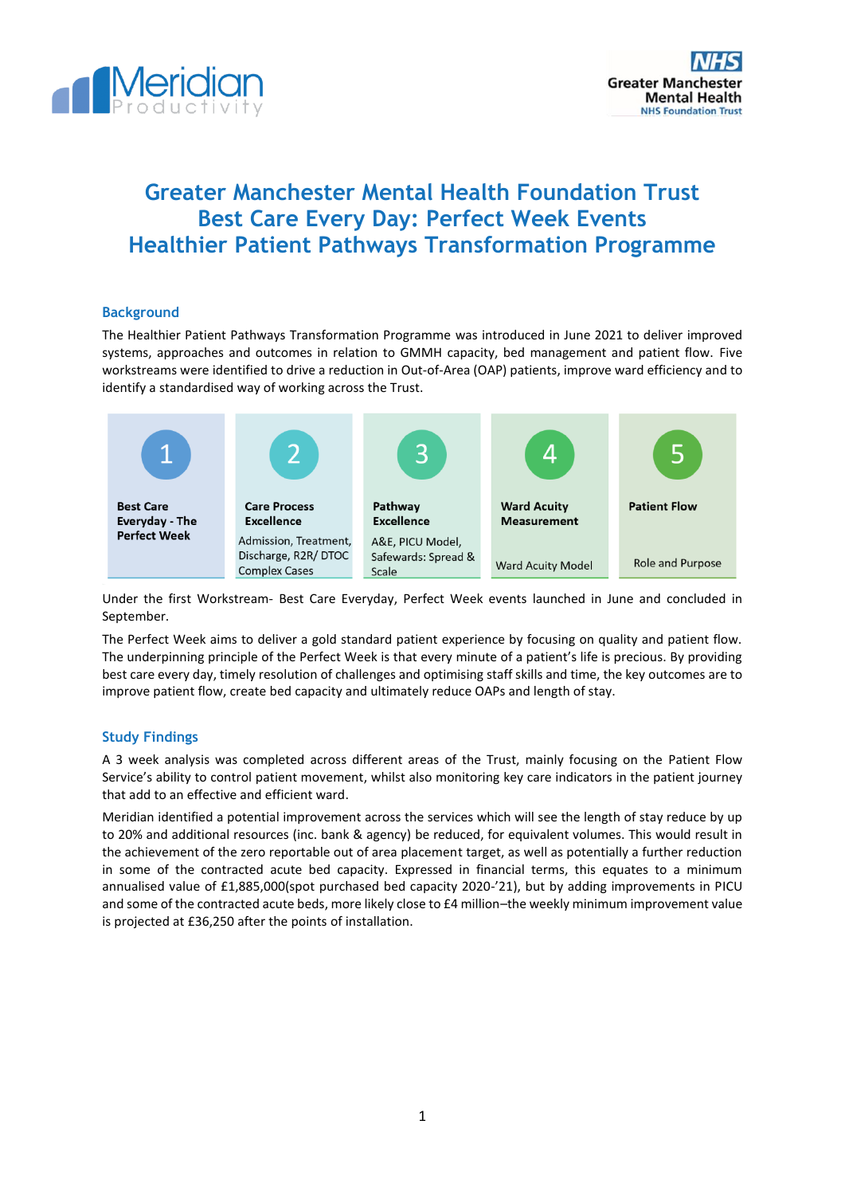# Greater Manchester Mental Health Foundation Trust
# Best Care Every Day: Perfect Week Events
# Healthier Patient Pathways Transformation Programme

## Background

The Healthier Patient Pathways Transformation Programme was introduced in June 2021 to deliver improved systems, approaches and outcomes in relation to GMMH capacity, bed management and patient flow. Five workstreams were identified to drive a reduction in Out-of-Area (OAP) patients, improve ward efficiency and to identify a standardised way of working across the Trust.

| 1 | 2 | 3 | 4 | 5 |
|---|---|---|---|---|
| **Best Care Everyday - The Perfect Week** | **Care Process Excellence** | **Pathway Excellence** | **Ward Acuity Measurement** | **Patient Flow** |
| | Admission, Treatment, Discharge, R2R/ DTOC Complex Cases | A&E, PICU Model, Safewards: Spread & Scale | Ward Acuity Model | Role and Purpose |

Under the first Workstream- Best Care Everyday, Perfect Week events launched in June and concluded in September.

The Perfect Week aims to deliver a gold standard patient experience by focusing on quality and patient flow. The underpinning principle of the Perfect Week is that every minute of a patient's life is precious. By providing best care every day, timely resolution of challenges and optimising staff skills and time, the key outcomes are to improve patient flow, create bed capacity and ultimately reduce OAPs and length of stay.

## Study Findings

A 3 week analysis was completed across different areas of the Trust, mainly focusing on the Patient Flow Service's ability to control patient movement, whilst also monitoring key care indicators in the patient journey that add to an effective and efficient ward.

Meridian identified a potential improvement across the services which will see the length of stay reduce by up to 20% and additional resources (inc. bank & agency) be reduced, for equivalent volumes. This would result in the achievement of the zero reportable out of area placement target, as well as potentially a further reduction in some of the contracted acute bed capacity. Expressed in financial terms, this equates to a minimum annualised value of £1,885,000(spot purchased bed capacity 2020-'21), but by adding improvements in PICU and some of the contracted acute beds, more likely close to £4 million–the weekly minimum improvement value is projected at £36,250 after the points of installation.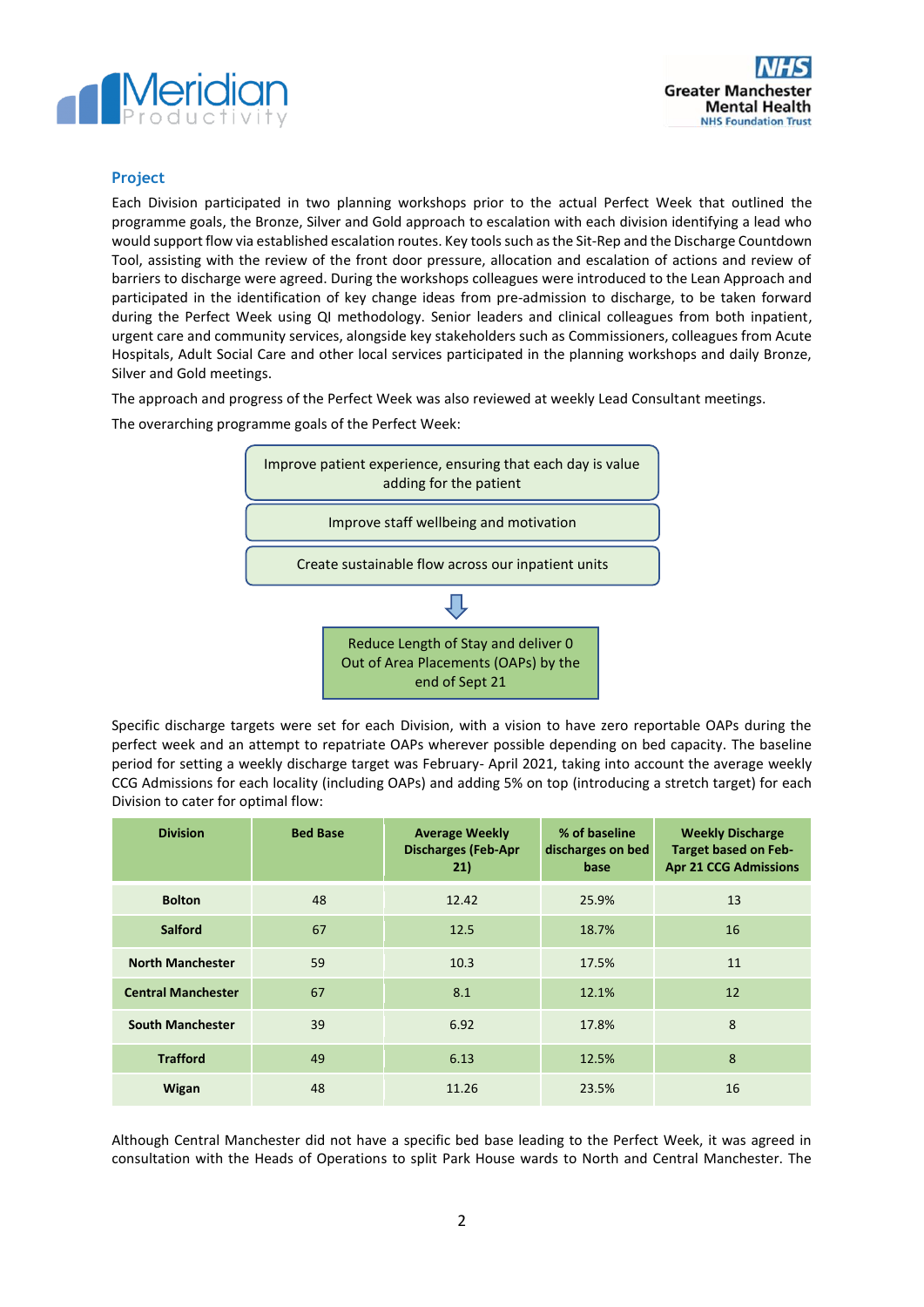## Project

Each Division participated in two planning workshops prior to the actual Perfect Week that outlined the programme goals, the Bronze, Silver and Gold approach to escalation with each division identifying a lead who would support flow via established escalation routes. Key tools such as the Sit-Rep and the Discharge Countdown Tool, assisting with the review of the front door pressure, allocation and escalation of actions and review of barriers to discharge were agreed. During the workshops colleagues were introduced to the Lean Approach and participated in the identification of key change ideas from pre-admission to discharge, to be taken forward during the Perfect Week using QI methodology. Senior leaders and clinical colleagues from both inpatient, urgent care and community services, alongside key stakeholders such as Commissioners, colleagues from Acute Hospitals, Adult Social Care and other local services participated in the planning workshops and daily Bronze, Silver and Gold meetings.

The approach and progress of the Perfect Week was also reviewed at weekly Lead Consultant meetings.

The overarching programme goals of the Perfect Week:

- Improve patient experience, ensuring that each day is value adding for the patient
- Improve staff wellbeing and motivation
- Create sustainable flow across our inpatient units

↓

**Reduce Length of Stay and deliver 0 Out of Area Placements (OAPs) by the end of Sept 21**

Specific discharge targets were set for each Division, with a vision to have zero reportable OAPs during the perfect week and an attempt to repatriate OAPs wherever possible depending on bed capacity. The baseline period for setting a weekly discharge target was February- April 2021, taking into account the average weekly CCG Admissions for each locality (including OAPs) and adding 5% on top (introducing a stretch target) for each Division to cater for optimal flow:

| Division | Bed Base | Average Weekly Discharges (Feb-Apr 21) | % of baseline discharges on bed base | Weekly Discharge Target based on Feb-Apr 21 CCG Admissions |
|---|---|---|---|---|
| Bolton | 48 | 12.42 | 25.9% | 13 |
| Salford | 67 | 12.5 | 18.7% | 16 |
| North Manchester | 59 | 10.3 | 17.5% | 11 |
| Central Manchester | 67 | 8.1 | 12.1% | 12 |
| South Manchester | 39 | 6.92 | 17.8% | 8 |
| Trafford | 49 | 6.13 | 12.5% | 8 |
| Wigan | 48 | 11.26 | 23.5% | 16 |

Although Central Manchester did not have a specific bed base leading to the Perfect Week, it was agreed in consultation with the Heads of Operations to split Park House wards to North and Central Manchester. The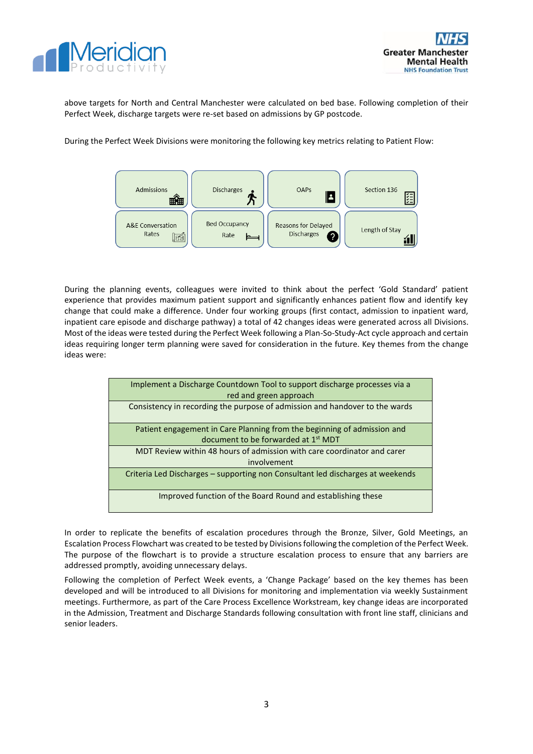above targets for North and Central Manchester were calculated on bed base. Following completion of their Perfect Week, discharge targets were re-set based on admissions by GP postcode.

During the Perfect Week Divisions were monitoring the following key metrics relating to Patient Flow:

| Admissions | Discharges | OAPs | Section 136 |
|---|---|---|---|
| A&E Conversation Rates | Bed Occupancy Rate | Reasons for Delayed Discharges | Length of Stay |

During the planning events, colleagues were invited to think about the perfect 'Gold Standard' patient experience that provides maximum patient support and significantly enhances patient flow and identify key change that could make a difference. Under four working groups (first contact, admission to inpatient ward, inpatient care episode and discharge pathway) a total of 42 changes ideas were generated across all Divisions. Most of the ideas were tested during the Perfect Week following a Plan-So-Study-Act cycle approach and certain ideas requiring longer term planning were saved for consideration in the future. Key themes from the change ideas were:

| Key themes |
|---|
| Implement a Discharge Countdown Tool to support discharge processes via a red and green approach |
| Consistency in recording the purpose of admission and handover to the wards |
| Patient engagement in Care Planning from the beginning of admission and document to be forwarded at 1st MDT |
| MDT Review within 48 hours of admission with care coordinator and carer involvement |
| Criteria Led Discharges – supporting non Consultant led discharges at weekends |
| Improved function of the Board Round and establishing these |

In order to replicate the benefits of escalation procedures through the Bronze, Silver, Gold Meetings, an Escalation Process Flowchart was created to be tested by Divisions following the completion of the Perfect Week. The purpose of the flowchart is to provide a structure escalation process to ensure that any barriers are addressed promptly, avoiding unnecessary delays.

Following the completion of Perfect Week events, a 'Change Package' based on the key themes has been developed and will be introduced to all Divisions for monitoring and implementation via weekly Sustainment meetings. Furthermore, as part of the Care Process Excellence Workstream, key change ideas are incorporated in the Admission, Treatment and Discharge Standards following consultation with front line staff, clinicians and senior leaders.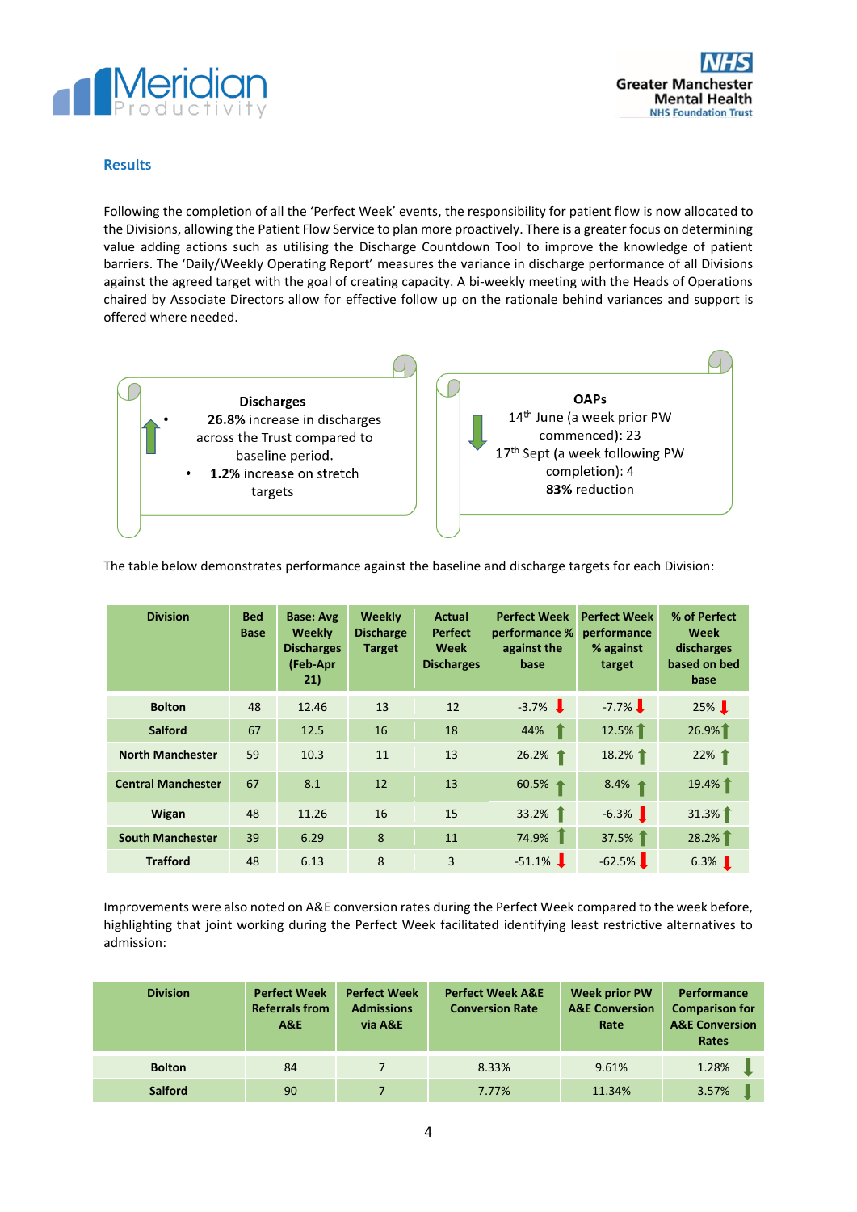## Results

Following the completion of all the 'Perfect Week' events, the responsibility for patient flow is now allocated to the Divisions, allowing the Patient Flow Service to plan more proactively. There is a greater focus on determining value adding actions such as utilising the Discharge Countdown Tool to improve the knowledge of patient barriers. The 'Daily/Weekly Operating Report' measures the variance in discharge performance of all Divisions against the agreed target with the goal of creating capacity. A bi-weekly meeting with the Heads of Operations chaired by Associate Directors allow for effective follow up on the rationale behind variances and support is offered where needed.

**Discharges**

- **26.8%** increase in discharges across the Trust compared to baseline period.
- **1.2%** increase on stretch targets

**OAPs**

14th June (a week prior PW commenced): 23
17th Sept (a week following PW completion): 4
**83%** reduction

The table below demonstrates performance against the baseline and discharge targets for each Division:

| Division | Bed Base | Base: Avg Weekly Discharges (Feb-Apr 21) | Weekly Discharge Target | Actual Perfect Week Discharges | Perfect Week performance % against the base | Perfect Week performance % against target | % of Perfect Week discharges based on bed base |
|---|---|---|---|---|---|---|---|
| Bolton | 48 | 12.46 | 13 | 12 | -3.7% ↓ | -7.7% ↓ | 25% ↓ |
| Salford | 67 | 12.5 | 16 | 18 | 44% ↑ | 12.5% ↑ | 26.9% ↑ |
| North Manchester | 59 | 10.3 | 11 | 13 | 26.2% ↑ | 18.2% ↑ | 22% ↑ |
| Central Manchester | 67 | 8.1 | 12 | 13 | 60.5% ↑ | 8.4% ↑ | 19.4% ↑ |
| Wigan | 48 | 11.26 | 16 | 15 | 33.2% ↑ | -6.3% ↓ | 31.3% ↑ |
| South Manchester | 39 | 6.29 | 8 | 11 | 74.9% ↑ | 37.5% ↑ | 28.2% ↑ |
| Trafford | 48 | 6.13 | 8 | 3 | -51.1% ↓ | -62.5% ↓ | 6.3% ↓ |

Improvements were also noted on A&E conversion rates during the Perfect Week compared to the week before, highlighting that joint working during the Perfect Week facilitated identifying least restrictive alternatives to admission:

| Division | Perfect Week Referrals from A&E | Perfect Week Admissions via A&E | Perfect Week A&E Conversion Rate | Week prior PW A&E Conversion Rate | Performance Comparison for A&E Conversion Rates |
|---|---|---|---|---|---|
| Bolton | 84 | 7 | 8.33% | 9.61% | 1.28% ↓ |
| Salford | 90 | 7 | 7.77% | 11.34% | 3.57% ↓ |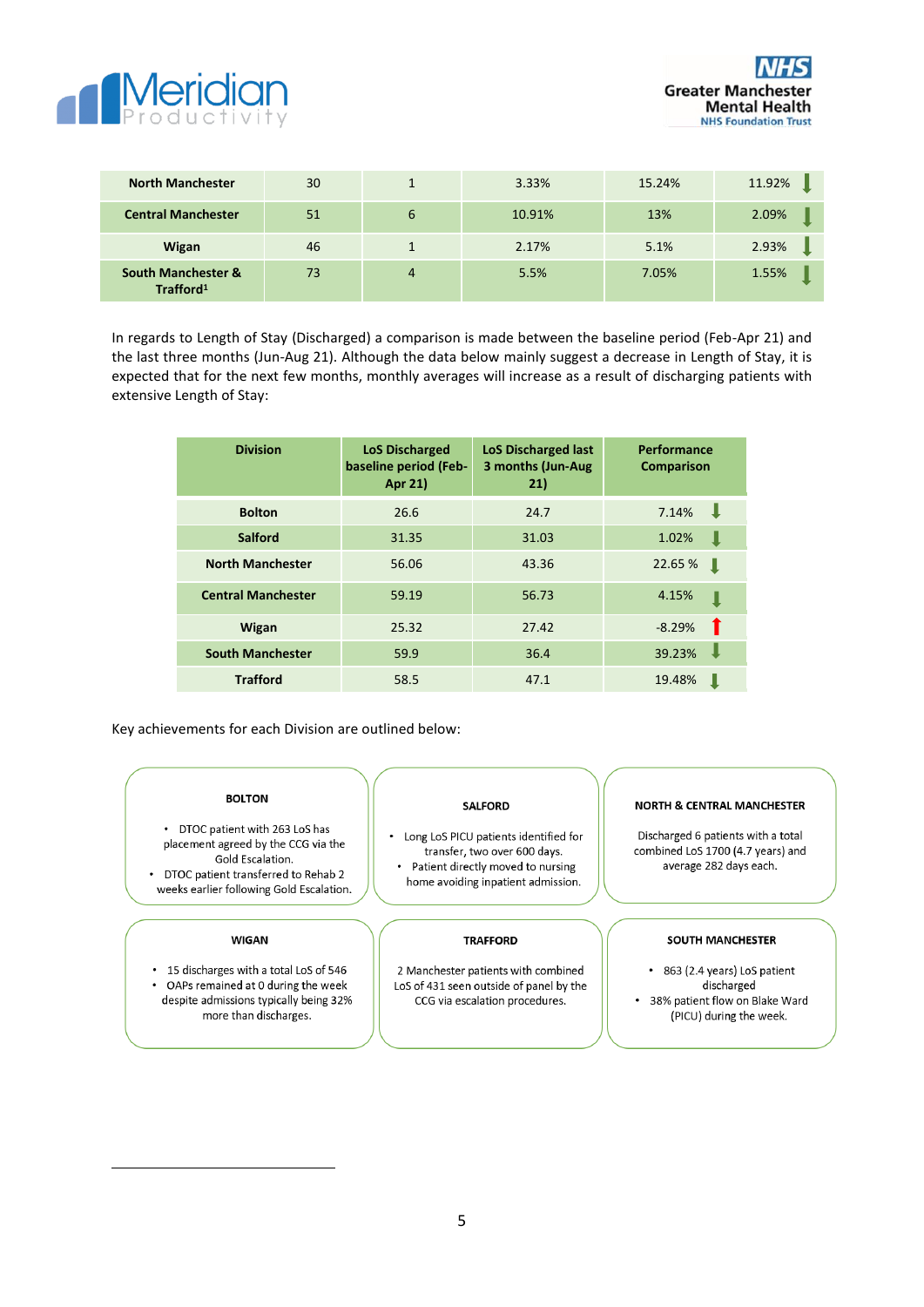| North Manchester | 30 | 1 | 3.33% | 15.24% | 11.92% ⬇ |
|---|---|---|---|---|---|
| Central Manchester | 51 | 6 | 10.91% | 13% | 2.09% ⬇ |
| Wigan | 46 | 1 | 2.17% | 5.1% | 2.93% ⬇ |
| South Manchester & Trafford[1] | 73 | 4 | 5.5% | 7.05% | 1.55% ⬇ |

In regards to Length of Stay (Discharged) a comparison is made between the baseline period (Feb-Apr 21) and the last three months (Jun-Aug 21). Although the data below mainly suggest a decrease in Length of Stay, it is expected that for the next few months, monthly averages will increase as a result of discharging patients with extensive Length of Stay:

| Division | LoS Discharged baseline period (Feb-Apr 21) | LoS Discharged last 3 months (Jun-Aug 21) | Performance Comparison |
|---|---|---|---|
| Bolton | 26.6 | 24.7 | 7.14% ⬇ |
| Salford | 31.35 | 31.03 | 1.02% ⬇ |
| North Manchester | 56.06 | 43.36 | 22.65 % ⬇ |
| Central Manchester | 59.19 | 56.73 | 4.15% ⬇ |
| Wigan | 25.32 | 27.42 | -8.29% ⬆ |
| South Manchester | 59.9 | 36.4 | 39.23% ⬇ |
| Trafford | 58.5 | 47.1 | 19.48% ⬇ |

Key achievements for each Division are outlined below:

**BOLTON**

- DTOC patient with 263 LoS has placement agreed by the CCG via the Gold Escalation.
- DTOC patient transferred to Rehab 2 weeks earlier following Gold Escalation.

**SALFORD**

- Long LoS PICU patients identified for transfer, two over 600 days.
- Patient directly moved to nursing home avoiding inpatient admission.

**NORTH & CENTRAL MANCHESTER**

Discharged 6 patients with a total combined LoS 1700 (4.7 years) and average 282 days each.

**WIGAN**

- 15 discharges with a total LoS of 546
- OAPs remained at 0 during the week despite admissions typically being 32% more than discharges.

**TRAFFORD**

2 Manchester patients with combined LoS of 431 seen outside of panel by the CCG via escalation procedures.

**SOUTH MANCHESTER**

- 863 (2.4 years) LoS patient discharged
- 38% patient flow on Blake Ward (PICU) during the week.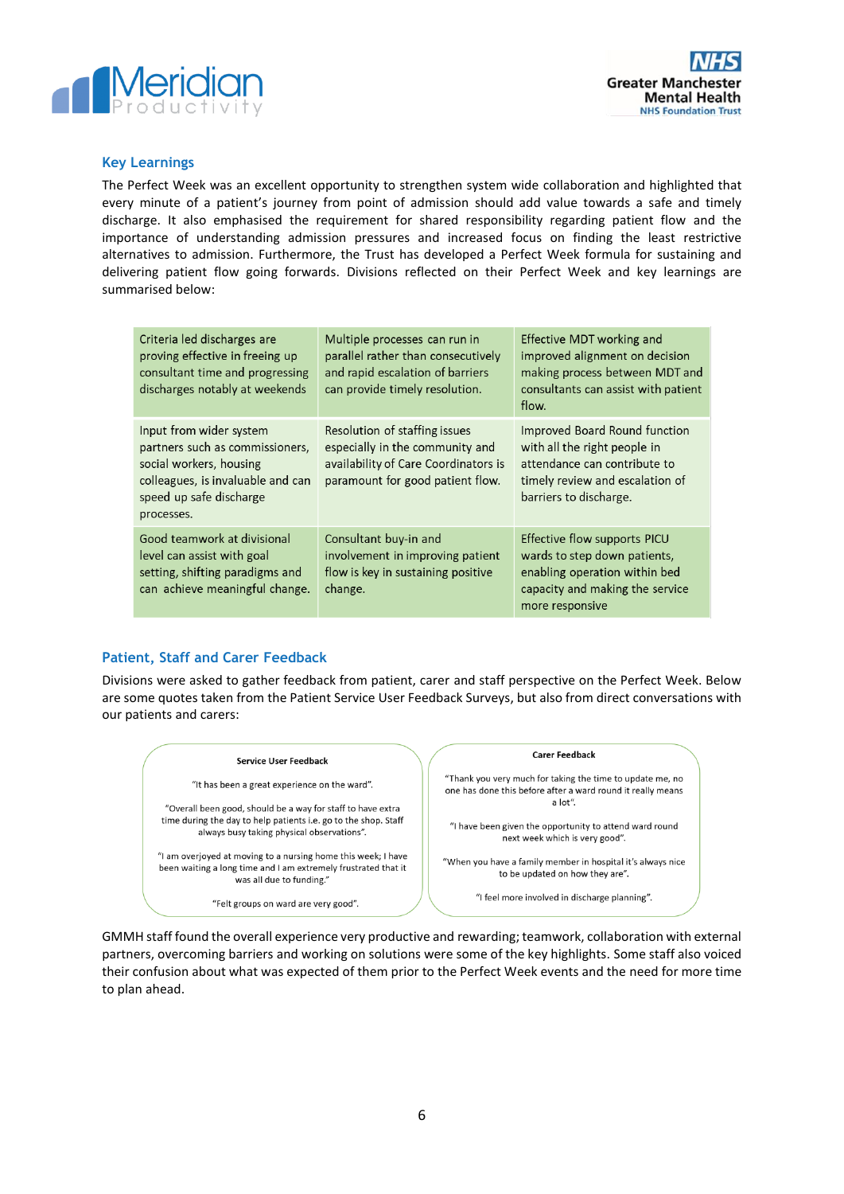## Key Learnings

The Perfect Week was an excellent opportunity to strengthen system wide collaboration and highlighted that every minute of a patient's journey from point of admission should add value towards a safe and timely discharge. It also emphasised the requirement for shared responsibility regarding patient flow and the importance of understanding admission pressures and increased focus on finding the least restrictive alternatives to admission. Furthermore, the Trust has developed a Perfect Week formula for sustaining and delivering patient flow going forwards. Divisions reflected on their Perfect Week and key learnings are summarised below:

| | | |
|---|---|---|
| Criteria led discharges are proving effective in freeing up consultant time and progressing discharges notably at weekends | Multiple processes can run in parallel rather than consecutively and rapid escalation of barriers can provide timely resolution. | Effective MDT working and improved alignment on decision making process between MDT and consultants can assist with patient flow. |
| Input from wider system partners such as commissioners, social workers, housing colleagues, is invaluable and can speed up safe discharge processes. | Resolution of staffing issues especially in the community and availability of Care Coordinators is paramount for good patient flow. | Improved Board Round function with all the right people in attendance can contribute to timely review and escalation of barriers to discharge. |
| Good teamwork at divisional level can assist with goal setting, shifting paradigms and can achieve meaningful change. | Consultant buy-in and involvement in improving patient flow is key in sustaining positive change. | Effective flow supports PICU wards to step down patients, enabling operation within bed capacity and making the service more responsive |

## Patient, Staff and Carer Feedback

Divisions were asked to gather feedback from patient, carer and staff perspective on the Perfect Week. Below are some quotes taken from the Patient Service User Feedback Surveys, but also from direct conversations with our patients and carers:

**Service User Feedback**

"It has been a great experience on the ward".

"Overall been good, should be a way for staff to have extra time during the day to help patients i.e. go to the shop. Staff always busy taking physical observations".

"I am overjoyed at moving to a nursing home this week; I have been waiting a long time and I am extremely frustrated that it was all due to funding."

"Felt groups on ward are very good".

**Carer Feedback**

"Thank you very much for taking the time to update me, no one has done this before after a ward round it really means a lot".

"I have been given the opportunity to attend ward round next week which is very good".

"When you have a family member in hospital it's always nice to be updated on how they are".

"I feel more involved in discharge planning".

GMMH staff found the overall experience very productive and rewarding; teamwork, collaboration with external partners, overcoming barriers and working on solutions were some of the key highlights. Some staff also voiced their confusion about what was expected of them prior to the Perfect Week events and the need for more time to plan ahead.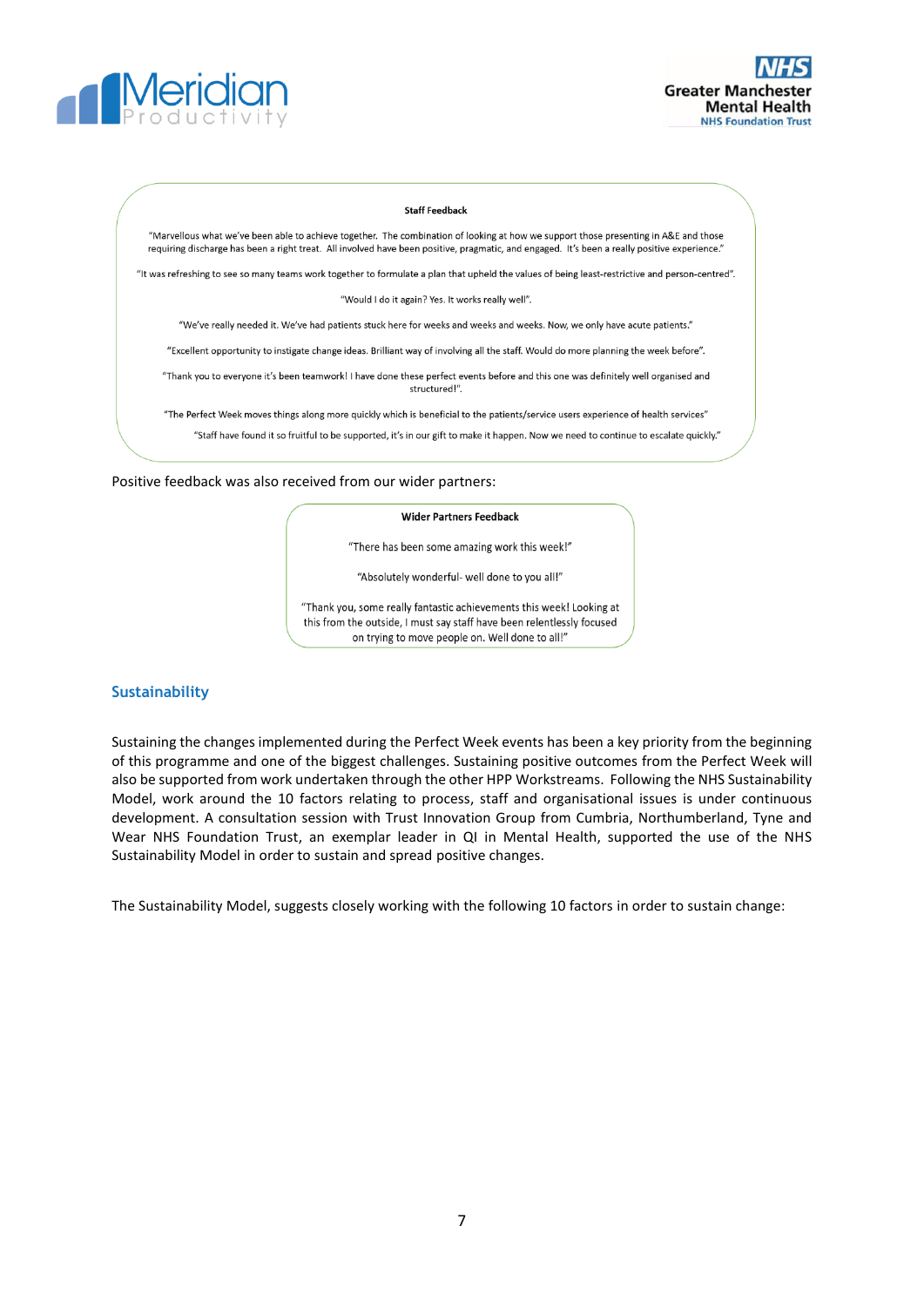**Staff Feedback**

"Marvellous what we've been able to achieve together. The combination of looking at how we support those presenting in A&E and those requiring discharge has been a right treat. All involved have been positive, pragmatic, and engaged. It's been a really positive experience."

"It was refreshing to see so many teams work together to formulate a plan that upheld the values of being least-restrictive and person-centred".

"Would I do it again? Yes. It works really well".

"We've really needed it. We've had patients stuck here for weeks and weeks and weeks. Now, we only have acute patients."

"Excellent opportunity to instigate change ideas. Brilliant way of involving all the staff. Would do more planning the week before".

"Thank you to everyone it's been teamwork! I have done these perfect events before and this one was definitely well organised and structured!".

"The Perfect Week moves things along more quickly which is beneficial to the patients/service users experience of health services"

"Staff have found it so fruitful to be supported, it's in our gift to make it happen. Now we need to continue to escalate quickly."

Positive feedback was also received from our wider partners:

**Wider Partners Feedback**

"There has been some amazing work this week!"

"Absolutely wonderful- well done to you all!"

"Thank you, some really fantastic achievements this week! Looking at this from the outside, I must say staff have been relentlessly focused on trying to move people on. Well done to all!"

## Sustainability

Sustaining the changes implemented during the Perfect Week events has been a key priority from the beginning of this programme and one of the biggest challenges. Sustaining positive outcomes from the Perfect Week will also be supported from work undertaken through the other HPP Workstreams. Following the NHS Sustainability Model, work around the 10 factors relating to process, staff and organisational issues is under continuous development. A consultation session with Trust Innovation Group from Cumbria, Northumberland, Tyne and Wear NHS Foundation Trust, an exemplar leader in QI in Mental Health, supported the use of the NHS Sustainability Model in order to sustain and spread positive changes.

The Sustainability Model, suggests closely working with the following 10 factors in order to sustain change: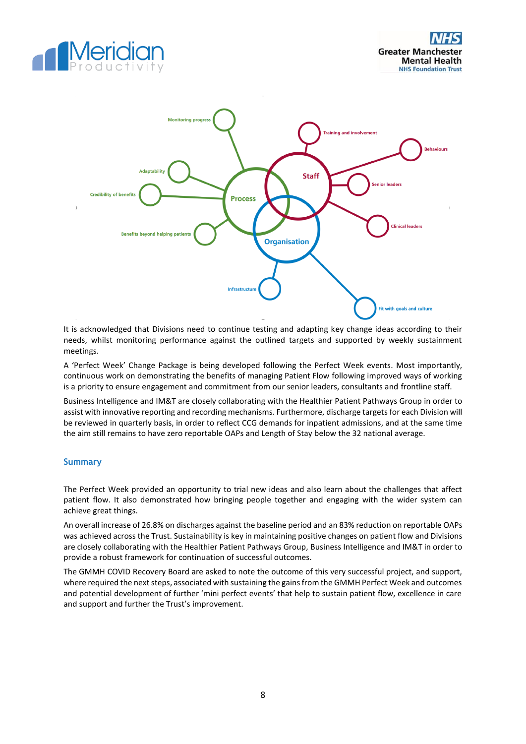It is acknowledged that Divisions need to continue testing and adapting key change ideas according to their needs, whilst monitoring performance against the outlined targets and supported by weekly sustainment meetings.

A 'Perfect Week' Change Package is being developed following the Perfect Week events. Most importantly, continuous work on demonstrating the benefits of managing Patient Flow following improved ways of working is a priority to ensure engagement and commitment from our senior leaders, consultants and frontline staff.

Business Intelligence and IM&T are closely collaborating with the Healthier Patient Pathways Group in order to assist with innovative reporting and recording mechanisms. Furthermore, discharge targets for each Division will be reviewed in quarterly basis, in order to reflect CCG demands for inpatient admissions, and at the same time the aim still remains to have zero reportable OAPs and Length of Stay below the 32 national average.

## Summary

The Perfect Week provided an opportunity to trial new ideas and also learn about the challenges that affect patient flow. It also demonstrated how bringing people together and engaging with the wider system can achieve great things.

An overall increase of 26.8% on discharges against the baseline period and an 83% reduction on reportable OAPs was achieved across the Trust. Sustainability is key in maintaining positive changes on patient flow and Divisions are closely collaborating with the Healthier Patient Pathways Group, Business Intelligence and IM&T in order to provide a robust framework for continuation of successful outcomes.

The GMMH COVID Recovery Board are asked to note the outcome of this very successful project, and support, where required the next steps, associated with sustaining the gains from the GMMH Perfect Week and outcomes and potential development of further 'mini perfect events' that help to sustain patient flow, excellence in care and support and further the Trust's improvement.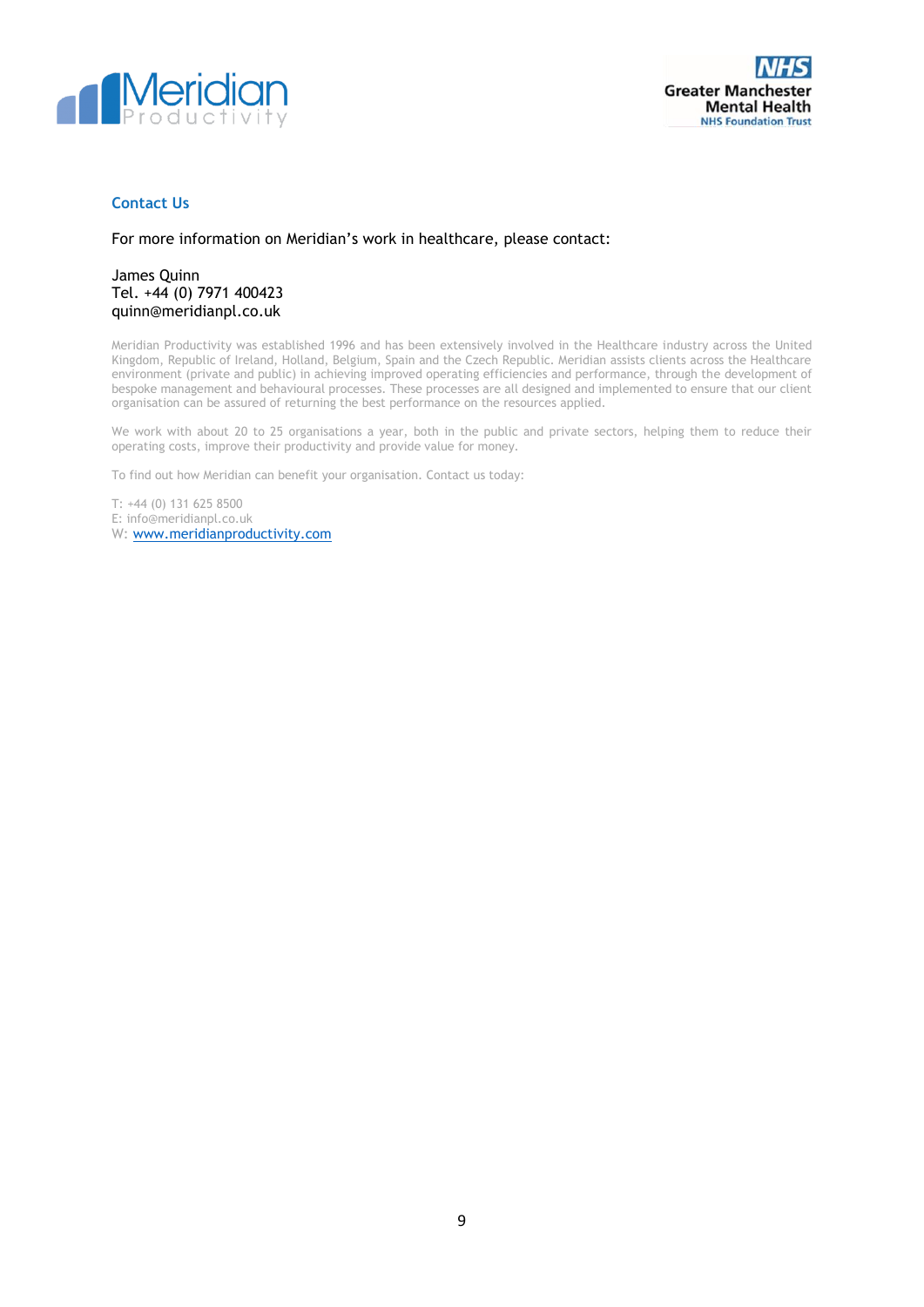## Contact Us

For more information on Meridian's work in healthcare, please contact:

James Quinn
Tel. +44 (0) 7971 400423
quinn@meridianpl.co.uk

Meridian Productivity was established 1996 and has been extensively involved in the Healthcare industry across the United Kingdom, Republic of Ireland, Holland, Belgium, Spain and the Czech Republic. Meridian assists clients across the Healthcare environment (private and public) in achieving improved operating efficiencies and performance, through the development of bespoke management and behavioural processes. These processes are all designed and implemented to ensure that our client organisation can be assured of returning the best performance on the resources applied.

We work with about 20 to 25 organisations a year, both in the public and private sectors, helping them to reduce their operating costs, improve their productivity and provide value for money.

To find out how Meridian can benefit your organisation. Contact us today:

T: +44 (0) 131 625 8500
E: info@meridianpl.co.uk
W: www.meridianproductivity.com